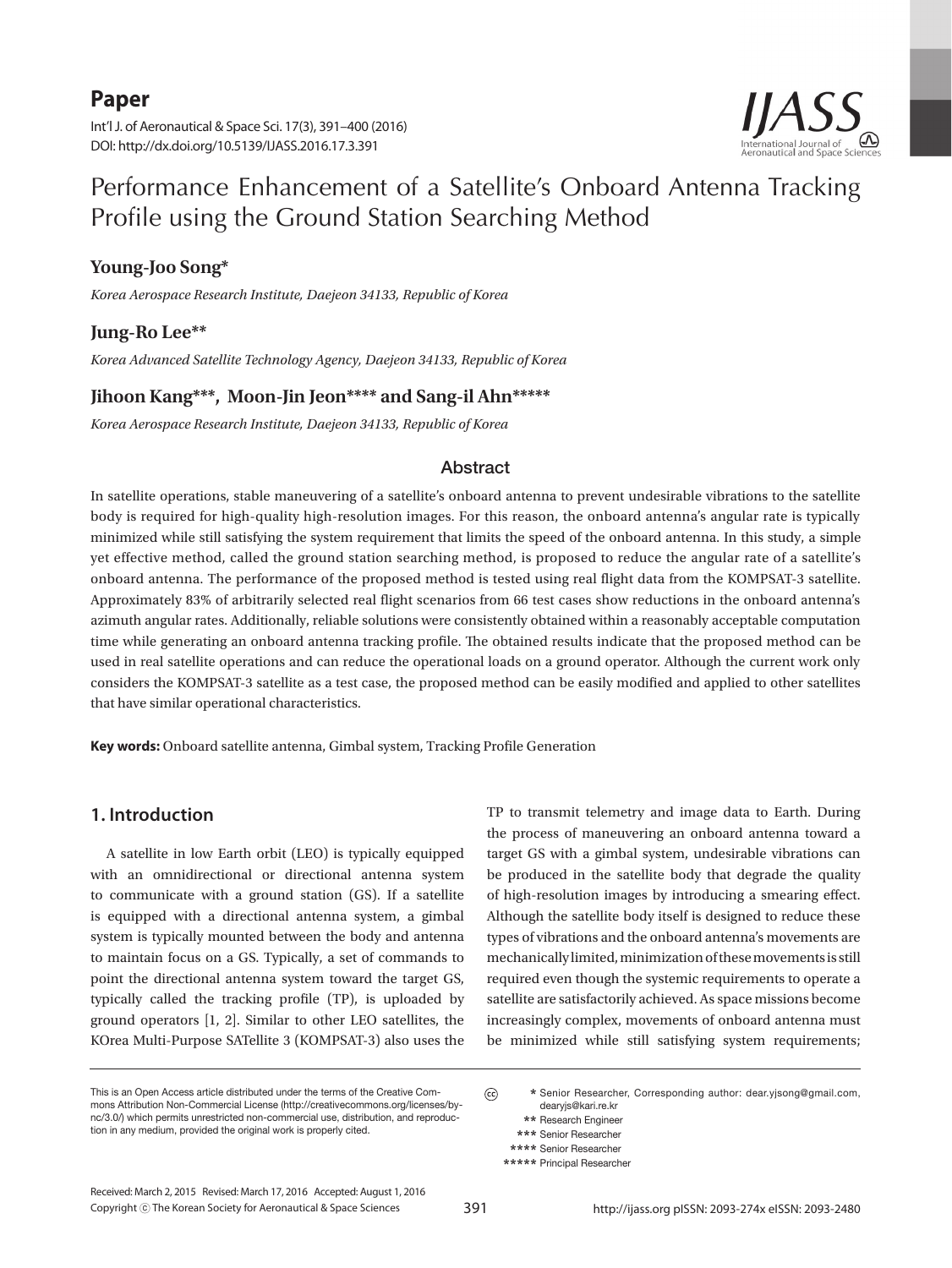**Paper**

Int'l J. of Aeronautical & Space Sci. 17(3), 391–400 (2016)
DOI: http://dx.doi.org/10.5139/IJASS.2016.17.3.391

# Performance Enhancement of a Satellite's Onboard Antenna Tracking Profile using the Ground Station Searching Method

**Young-Joo Song***

*Korea Aerospace Research Institute, Daejeon 34133, Republic of Korea*

**Jung-Ro Lee****

*Korea Advanced Satellite Technology Agency, Daejeon 34133, Republic of Korea*

**Jihoon Kang***, Moon-Jin Jeon**** and Sang-il Ahn*******

*Korea Aerospace Research Institute, Daejeon 34133, Republic of Korea*

## Abstract

In satellite operations, stable maneuvering of a satellite's onboard antenna to prevent undesirable vibrations to the satellite body is required for high-quality high-resolution images. For this reason, the onboard antenna's angular rate is typically minimized while still satisfying the system requirement that limits the speed of the onboard antenna. In this study, a simple yet effective method, called the ground station searching method, is proposed to reduce the angular rate of a satellite's onboard antenna. The performance of the proposed method is tested using real flight data from the KOMPSAT-3 satellite. Approximately 83% of arbitrarily selected real flight scenarios from 66 test cases show reductions in the onboard antenna's azimuth angular rates. Additionally, reliable solutions were consistently obtained within a reasonably acceptable computation time while generating an onboard antenna tracking profile. The obtained results indicate that the proposed method can be used in real satellite operations and can reduce the operational loads on a ground operator. Although the current work only considers the KOMPSAT-3 satellite as a test case, the proposed method can be easily modified and applied to other satellites that have similar operational characteristics.

**Key words:** Onboard satellite antenna, Gimbal system, Tracking Profile Generation

## 1. Introduction

A satellite in low Earth orbit (LEO) is typically equipped with an omnidirectional or directional antenna system to communicate with a ground station (GS). If a satellite is equipped with a directional antenna system, a gimbal system is typically mounted between the body and antenna to maintain focus on a GS. Typically, a set of commands to point the directional antenna system toward the target GS, typically called the tracking profile (TP), is uploaded by ground operators [1, 2]. Similar to other LEO satellites, the KOrea Multi-Purpose SATellite 3 (KOMPSAT-3) also uses the TP to transmit telemetry and image data to Earth. During the process of maneuvering an onboard antenna toward a target GS with a gimbal system, undesirable vibrations can be produced in the satellite body that degrade the quality of high-resolution images by introducing a smearing effect. Although the satellite body itself is designed to reduce these types of vibrations and the onboard antenna's movements are mechanically limited, minimization of these movements is still required even though the systemic requirements to operate a satellite are satisfactorily achieved. As space missions become increasingly complex, movements of onboard antenna must be minimized while still satisfying system requirements;

This is an Open Access article distributed under the terms of the Creative Commons Attribution Non-Commercial License (http://creativecommons.org/licenses/by-nc/3.0/) which permits unrestricted non-commercial use, distribution, and reproduction in any medium, provided the original work is properly cited.

\* Senior Researcher, Corresponding author: dear.yjsong@gmail.com, dearyjs@kari.re.kr
\*\* Research Engineer
\*\*\* Senior Researcher
\*\*\*\* Senior Researcher
\*\*\*\*\* Principal Researcher

Received: March 2, 2015 Revised: March 17, 2016 Accepted: August 1, 2016
Copyright ⓒ The Korean Society for Aeronautical & Space Sciences

http://ijass.org pISSN: 2093-274x eISSN: 2093-2480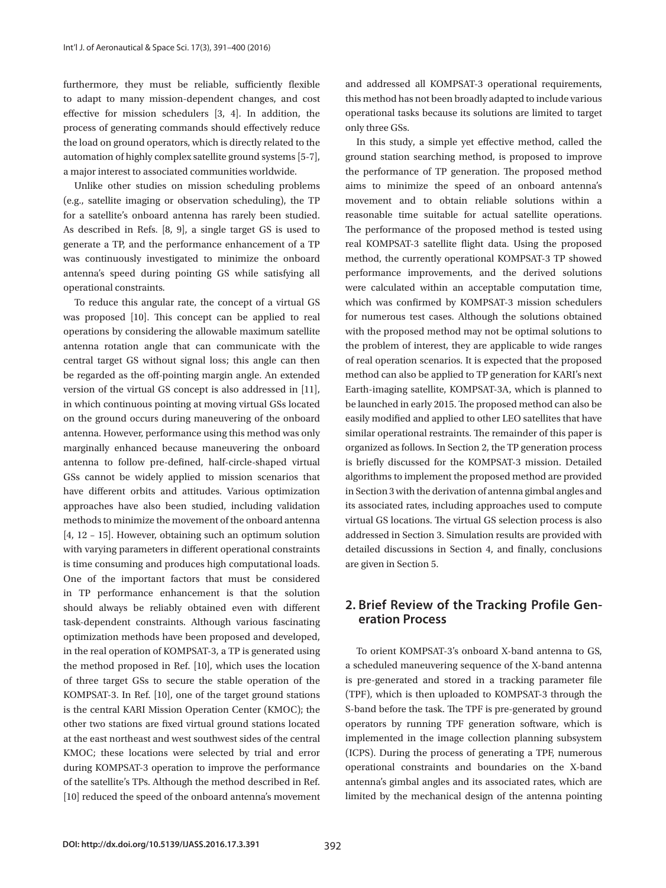furthermore, they must be reliable, sufficiently flexible to adapt to many mission-dependent changes, and cost effective for mission schedulers [3, 4]. In addition, the process of generating commands should effectively reduce the load on ground operators, which is directly related to the automation of highly complex satellite ground systems [5-7], a major interest to associated communities worldwide.

Unlike other studies on mission scheduling problems (e.g., satellite imaging or observation scheduling), the TP for a satellite's onboard antenna has rarely been studied. As described in Refs. [8, 9], a single target GS is used to generate a TP, and the performance enhancement of a TP was continuously investigated to minimize the onboard antenna's speed during pointing GS while satisfying all operational constraints.

To reduce this angular rate, the concept of a virtual GS was proposed [10]. This concept can be applied to real operations by considering the allowable maximum satellite antenna rotation angle that can communicate with the central target GS without signal loss; this angle can then be regarded as the off-pointing margin angle. An extended version of the virtual GS concept is also addressed in [11], in which continuous pointing at moving virtual GSs located on the ground occurs during maneuvering of the onboard antenna. However, performance using this method was only marginally enhanced because maneuvering the onboard antenna to follow pre-defined, half-circle-shaped virtual GSs cannot be widely applied to mission scenarios that have different orbits and attitudes. Various optimization approaches have also been studied, including validation methods to minimize the movement of the onboard antenna [4, 12 – 15]. However, obtaining such an optimum solution with varying parameters in different operational constraints is time consuming and produces high computational loads. One of the important factors that must be considered in TP performance enhancement is that the solution should always be reliably obtained even with different task-dependent constraints. Although various fascinating optimization methods have been proposed and developed, in the real operation of KOMPSAT-3, a TP is generated using the method proposed in Ref. [10], which uses the location of three target GSs to secure the stable operation of the KOMPSAT-3. In Ref. [10], one of the target ground stations is the central KARI Mission Operation Center (KMOC); the other two stations are fixed virtual ground stations located at the east northeast and west southwest sides of the central KMOC; these locations were selected by trial and error during KOMPSAT-3 operation to improve the performance of the satellite's TPs. Although the method described in Ref. [10] reduced the speed of the onboard antenna's movement and addressed all KOMPSAT-3 operational requirements, this method has not been broadly adapted to include various operational tasks because its solutions are limited to target only three GSs.

In this study, a simple yet effective method, called the ground station searching method, is proposed to improve the performance of TP generation. The proposed method aims to minimize the speed of an onboard antenna's movement and to obtain reliable solutions within a reasonable time suitable for actual satellite operations. The performance of the proposed method is tested using real KOMPSAT-3 satellite flight data. Using the proposed method, the currently operational KOMPSAT-3 TP showed performance improvements, and the derived solutions were calculated within an acceptable computation time, which was confirmed by KOMPSAT-3 mission schedulers for numerous test cases. Although the solutions obtained with the proposed method may not be optimal solutions to the problem of interest, they are applicable to wide ranges of real operation scenarios. It is expected that the proposed method can also be applied to TP generation for KARI's next Earth-imaging satellite, KOMPSAT-3A, which is planned to be launched in early 2015. The proposed method can also be easily modified and applied to other LEO satellites that have similar operational restraints. The remainder of this paper is organized as follows. In Section 2, the TP generation process is briefly discussed for the KOMPSAT-3 mission. Detailed algorithms to implement the proposed method are provided in Section 3 with the derivation of antenna gimbal angles and its associated rates, including approaches used to compute virtual GS locations. The virtual GS selection process is also addressed in Section 3. Simulation results are provided with detailed discussions in Section 4, and finally, conclusions are given in Section 5.

## 2. Brief Review of the Tracking Profile Generation Process

To orient KOMPSAT-3's onboard X-band antenna to GS, a scheduled maneuvering sequence of the X-band antenna is pre-generated and stored in a tracking parameter file (TPF), which is then uploaded to KOMPSAT-3 through the S-band before the task. The TPF is pre-generated by ground operators by running TPF generation software, which is implemented in the image collection planning subsystem (ICPS). During the process of generating a TPF, numerous operational constraints and boundaries on the X-band antenna's gimbal angles and its associated rates, which are limited by the mechanical design of the antenna pointing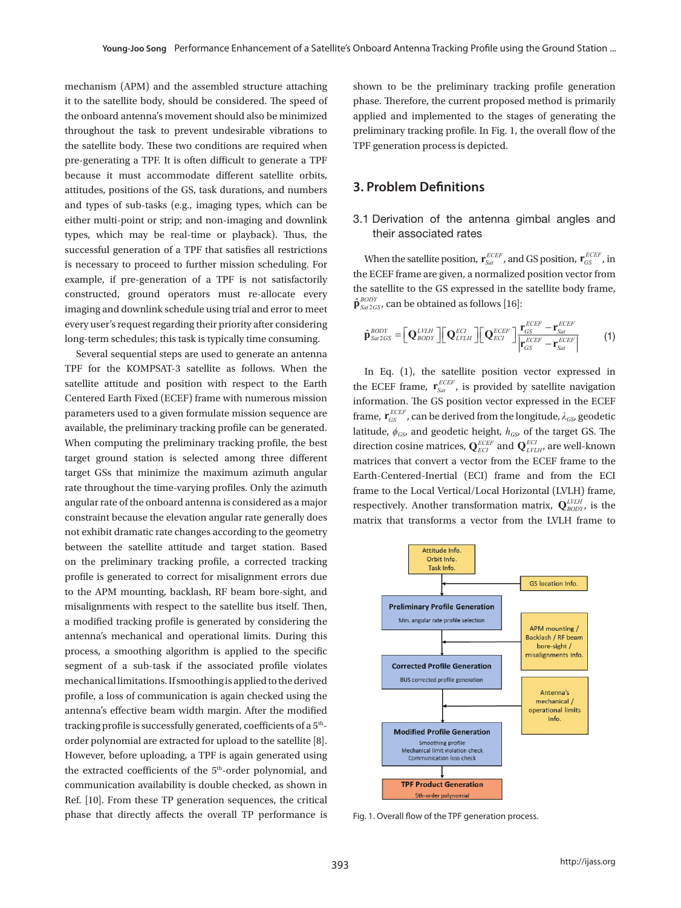mechanism (APM) and the assembled structure attaching it to the satellite body, should be considered. The speed of the onboard antenna's movement should also be minimized throughout the task to prevent undesirable vibrations to the satellite body. These two conditions are required when pre-generating a TPF. It is often difficult to generate a TPF because it must accommodate different satellite orbits, attitudes, positions of the GS, task durations, and numbers and types of sub-tasks (e.g., imaging types, which can be either multi-point or strip; and non-imaging and downlink types, which may be real-time or playback). Thus, the successful generation of a TPF that satisfies all restrictions is necessary to proceed to further mission scheduling. For example, if pre-generation of a TPF is not satisfactorily constructed, ground operators must re-allocate every imaging and downlink schedule using trial and error to meet every user's request regarding their priority after considering long-term schedules; this task is typically time consuming.

Several sequential steps are used to generate an antenna TPF for the KOMPSAT-3 satellite as follows. When the satellite attitude and position with respect to the Earth Centered Earth Fixed (ECEF) frame with numerous mission parameters used to a given formulate mission sequence are available, the preliminary tracking profile can be generated. When computing the preliminary tracking profile, the best target ground station is selected among three different target GSs that minimize the maximum azimuth angular rate throughout the time-varying profiles. Only the azimuth angular rate of the onboard antenna is considered as a major constraint because the elevation angular rate generally does not exhibit dramatic rate changes according to the geometry between the satellite attitude and target station. Based on the preliminary tracking profile, a corrected tracking profile is generated to correct for misalignment errors due to the APM mounting, backlash, RF beam bore-sight, and misalignments with respect to the satellite bus itself. Then, a modified tracking profile is generated by considering the antenna's mechanical and operational limits. During this process, a smoothing algorithm is applied to the specific segment of a sub-task if the associated profile violates mechanical limitations. If smoothing is applied to the derived profile, a loss of communication is again checked using the antenna's effective beam width margin. After the modified tracking profile is successfully generated, coefficients of a 5th-order polynomial are extracted for upload to the satellite [8]. However, before uploading, a TPF is again generated using the extracted coefficients of the 5th-order polynomial, and communication availability is double checked, as shown in Ref. [10]. From these TP generation sequences, the critical phase that directly affects the overall TP performance is shown to be the preliminary tracking profile generation phase. Therefore, the current proposed method is primarily applied and implemented to the stages of generating the preliminary tracking profile. In Fig. 1, the overall flow of the TPF generation process is depicted.

## 3. Problem Definitions

### 3.1 Derivation of the antenna gimbal angles and their associated rates

When the satellite position, $\mathbf{r}_{Sat}^{ECEF}$, and GS position, $\mathbf{r}_{GS}^{ECEF}$, in the ECEF frame are given, a normalized position vector from the satellite to the GS expressed in the satellite body frame, $\hat{\mathbf{p}}_{Sat2GS}^{BODY}$, can be obtained as follows [16]:

$$\hat{\mathbf{p}}_{Sat2GS}^{BODY} = \left[\mathbf{Q}_{BODY}^{LVLH}\right]\left[\mathbf{Q}_{LVLH}^{ECI}\right]\left[\mathbf{Q}_{ECI}^{ECEF}\right]\frac{\mathbf{r}_{GS}^{ECEF} - \mathbf{r}_{Sat}^{ECEF}}{\left|\mathbf{r}_{GS}^{ECEF} - \mathbf{r}_{Sat}^{ECEF}\right|} \tag{1}$$

In Eq. (1), the satellite position vector expressed in the ECEF frame, $\mathbf{r}_{Sat}^{ECEF}$, is provided by satellite navigation information. The GS position vector expressed in the ECEF frame, $\mathbf{r}_{GS}^{ECEF}$, can be derived from the longitude, $\lambda_{GS}$, geodetic latitude, $\phi_{GS}$, and geodetic height, $h_{GS}$, of the target GS. The direction cosine matrices, $\mathbf{Q}_{ECI}^{ECEF}$ and $\mathbf{Q}_{LVLH}^{ECI}$, are well-known matrices that convert a vector from the ECEF frame to the Earth-Centered-Inertial (ECI) frame and from the ECI frame to the Local Vertical/Local Horizontal (LVLH) frame, respectively. Another transformation matrix, $\mathbf{Q}_{BODY}^{LVLH}$, is the matrix that transforms a vector from the LVLH frame to

Attitude Info. / Orbit Info. / Task Info. → GS location Info. → **Preliminary Profile Generation** (Min. angular rate profile selection) → APM mounting / Backlash / RF beam bore-sight / misalignments Info. → **Corrected Profile Generation** (BUS corrected profile generation) → Antenna's mechanical / operational limits Info. → **Modified Profile Generation** (Smoothing profile, Mechanical limit violation check, Communication loss check) → **TPF Product Generation** (5th-order polynomial)

Fig. 1. Overall flow of the TPF generation process.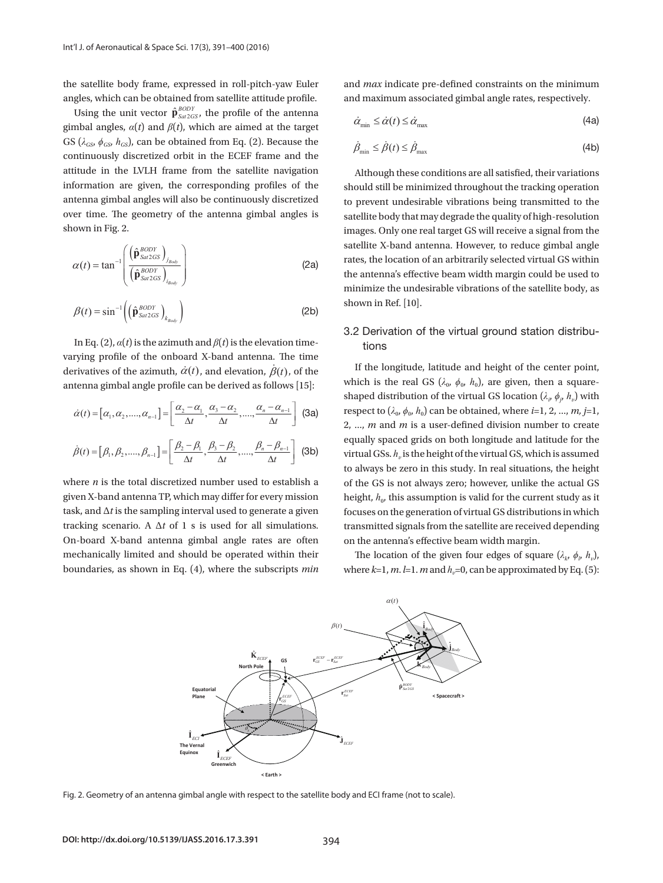the satellite body frame, expressed in roll-pitch-yaw Euler angles, which can be obtained from satellite attitude profile.

Using the unit vector $\hat{\mathbf{p}}_{Sat2GS}^{BODY}$, the profile of the antenna gimbal angles, $\alpha(t)$ and $\beta(t)$, which are aimed at the target GS ($\lambda_{GS}$, $\phi_{GS}$, $h_{GS}$), can be obtained from Eq. (2). Because the continuously discretized orbit in the ECEF frame and the attitude in the LVLH frame from the satellite navigation information are given, the corresponding profiles of the antenna gimbal angles will also be continuously discretized over time. The geometry of the antenna gimbal angles is shown in Fig. 2.

$$\alpha(t) = \tan^{-1}\left(\frac{\left(\hat{\mathbf{p}}_{Sat2GS}^{BODY}\right)_{j_{Body}}}{\left(\hat{\mathbf{p}}_{Sat2GS}^{BODY}\right)_{i_{Body}}}\right) \tag{2a}$$

$$\beta(t) = \sin^{-1}\left(\left(\hat{\mathbf{p}}_{Sat2GS}^{BODY}\right)_{k_{Body}}\right) \tag{2b}$$

In Eq. (2), $\alpha(t)$ is the azimuth and $\beta(t)$ is the elevation time-varying profile of the onboard X-band antenna. The time derivatives of the azimuth, $\dot{\alpha}(t)$, and elevation, $\dot{\beta}(t)$, of the antenna gimbal angle profile can be derived as follows [15]:

$$\dot{\alpha}(t) = \left[\alpha_1, \alpha_2, ...., \alpha_{n-1}\right] = \left[\frac{\alpha_2 - \alpha_1}{\Delta t}, \frac{\alpha_3 - \alpha_2}{\Delta t}, ...., \frac{\alpha_n - \alpha_{n-1}}{\Delta t}\right] \tag{3a}$$

$$\dot{\beta}(t) = \left[\beta_1, \beta_2, ...., \beta_{n-1}\right] = \left[\frac{\beta_2 - \beta_1}{\Delta t}, \frac{\beta_3 - \beta_2}{\Delta t}, ...., \frac{\beta_n - \beta_{n-1}}{\Delta t}\right] \tag{3b}$$

where $n$ is the total discretized number used to establish a given X-band antenna TP, which may differ for every mission task, and $\Delta t$ is the sampling interval used to generate a given tracking scenario. A $\Delta t$ of 1 s is used for all simulations. On-board X-band antenna gimbal angle rates are often mechanically limited and should be operated within their boundaries, as shown in Eq. (4), where the subscripts *min* and *max* indicate pre-defined constraints on the minimum and maximum associated gimbal angle rates, respectively.

$$\dot{\alpha}_{\min} \le \dot{\alpha}(t) \le \dot{\alpha}_{\max} \tag{4a}$$

$$\dot{\beta}_{\min} \le \dot{\beta}(t) \le \dot{\beta}_{\max} \tag{4b}$$

Although these conditions are all satisfied, their variations should still be minimized throughout the tracking operation to prevent undesirable vibrations being transmitted to the satellite body that may degrade the quality of high-resolution images. Only one real target GS will receive a signal from the satellite X-band antenna. However, to reduce gimbal angle rates, the location of an arbitrarily selected virtual GS within the antenna's effective beam width margin could be used to minimize the undesirable vibrations of the satellite body, as shown in Ref. [10].

### 3.2 Derivation of the virtual ground station distributions

If the longitude, latitude and height of the center point, which is the real GS ($\lambda_0$, $\phi_0$, $h_0$), are given, then a square-shaped distribution of the virtual GS location ($\lambda_i$, $\phi_j$, $h_v$) with respect to ($\lambda_0$, $\phi_0$, $h_0$) can be obtained, where $i$=1, 2, ..., $m$, $j$=1, 2, ..., $m$ and $m$ is a user-defined division number to create equally spaced grids on both longitude and latitude for the virtual GSs. $h_v$ is the height of the virtual GS, which is assumed to always be zero in this study. In real situations, the height of the GS is not always zero; however, unlike the actual GS height, $h_0$, this assumption is valid for the current study as it focuses on the generation of virtual GS distributions in which transmitted signals from the satellite are received depending on the antenna's effective beam width margin.

The location of the given four edges of square ($\lambda_k$, $\phi_l$, $h_v$), where $k$=1, $m$. $l$=1. $m$ and $h_v$=0, can be approximated by Eq. (5):

Fig. 2. Geometry of an antenna gimbal angle with respect to the satellite body and ECI frame (not to scale).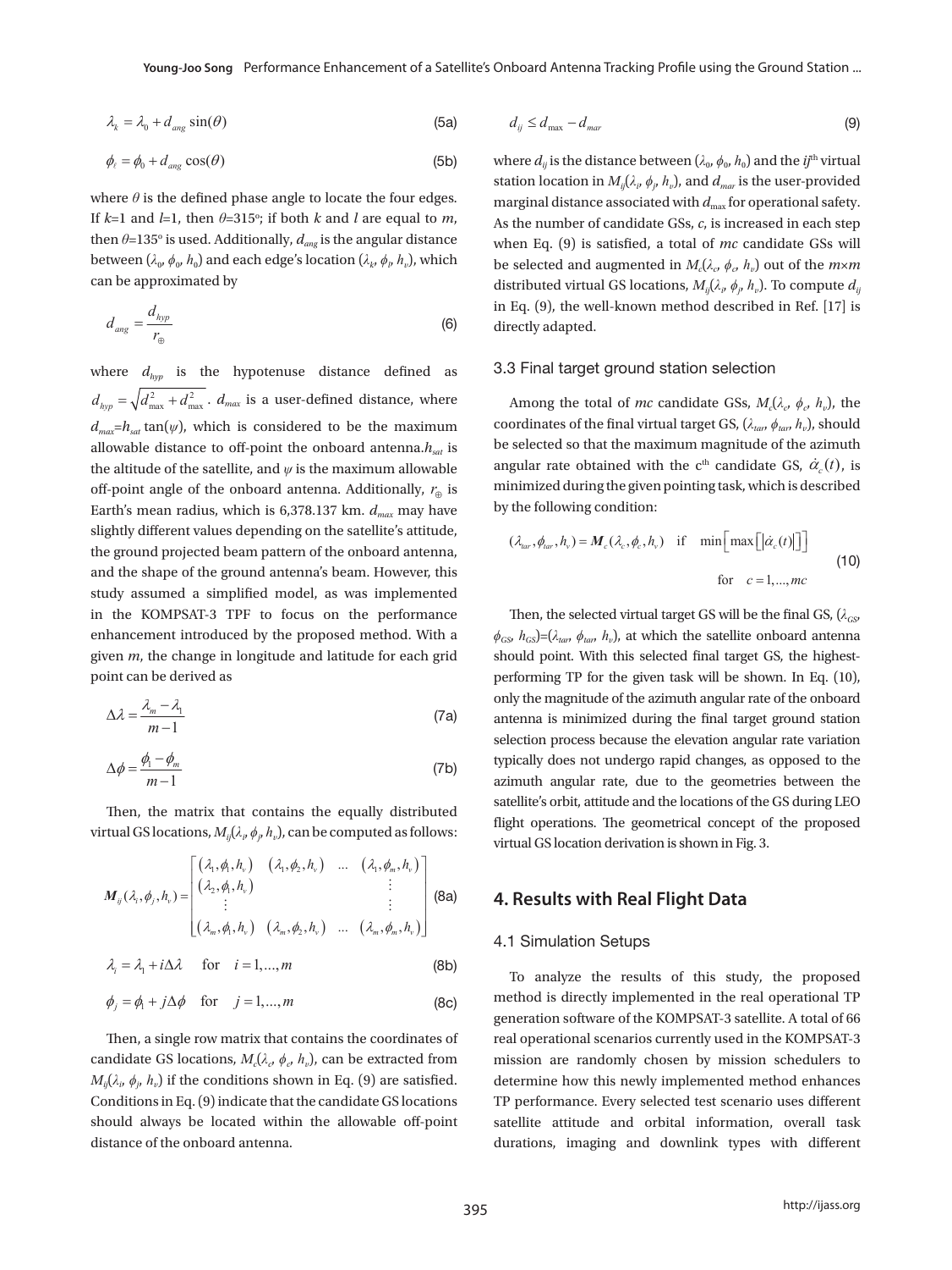$$\lambda_k = \lambda_0 + d_{ang}\sin(\theta) \tag{5a}$$

$$\phi_l = \phi_0 + d_{ang}\cos(\theta) \tag{5b}$$

where $\theta$ is the defined phase angle to locate the four edges. If $k$=1 and $l$=1, then $\theta$=315°; if both $k$ and $l$ are equal to $m$, then $\theta$=135° is used. Additionally, $d_{ang}$ is the angular distance between ($\lambda_0$, $\phi_0$, $h_0$) and each edge's location ($\lambda_k$, $\phi_l$, $h_v$), which can be approximated by

$$d_{ang} = \frac{d_{hyp}}{r_\oplus} \tag{6}$$

where $d_{hyp}$ is the hypotenuse distance defined as $d_{hyp} = \sqrt{d_{\max}^2 + d_{\max}^2}$. $d_{max}$ is a user-defined distance, where $d_{max}$=$h_{sat}$ tan($\psi$), which is considered to be the maximum allowable distance to off-point the onboard antenna. $h_{sat}$ is the altitude of the satellite, and $\psi$ is the maximum allowable off-point angle of the onboard antenna. Additionally, $r_\oplus$ is Earth's mean radius, which is 6,378.137 km. $d_{max}$ may have slightly different values depending on the satellite's attitude, the ground projected beam pattern of the onboard antenna, and the shape of the ground antenna's beam. However, this study assumed a simplified model, as was implemented in the KOMPSAT-3 TPF to focus on the performance enhancement introduced by the proposed method. With a given $m$, the change in longitude and latitude for each grid point can be derived as

$$\Delta\lambda = \frac{\lambda_m - \lambda_1}{m-1} \tag{7a}$$

$$\Delta\phi = \frac{\phi_1 - \phi_m}{m-1} \tag{7b}$$

Then, the matrix that contains the equally distributed virtual GS locations, $M_{ij}(\lambda_i, \phi_j, h_v)$, can be computed as follows:

$$\boldsymbol{M}_{ij}(\lambda_i, \phi_j, h_v) = \begin{bmatrix} (\lambda_1, \phi_1, h_v) & (\lambda_1, \phi_2, h_v) & \dots & (\lambda_1, \phi_m, h_v) \\ (\lambda_2, \phi_1, h_v) & & & \vdots \\ \vdots & & & \vdots \\ (\lambda_m, \phi_1, h_v) & (\lambda_m, \phi_2, h_v) & \dots & (\lambda_m, \phi_m, h_v) \end{bmatrix} \tag{8a}$$

$$\lambda_i = \lambda_1 + i\Delta\lambda \quad \text{for} \quad i = 1, \dots, m \tag{8b}$$

$$\phi_j = \phi_1 + j\Delta\phi \quad \text{for} \quad j = 1, \dots, m \tag{8c}$$

Then, a single row matrix that contains the coordinates of candidate GS locations, $M_c(\lambda_c, \phi_c, h_v)$, can be extracted from $M_{ij}(\lambda_i, \phi_j, h_v)$ if the conditions shown in Eq. (9) are satisfied. Conditions in Eq. (9) indicate that the candidate GS locations should always be located within the allowable off-point distance of the onboard antenna.

$$d_{ij} \le d_{\max} - d_{mar} \tag{9}$$

where $d_{ij}$ is the distance between ($\lambda_0$, $\phi_0$, $h_0$) and the $ij$th virtual station location in $M_{ij}(\lambda_i, \phi_j, h_v)$, and $d_{mar}$ is the user-provided marginal distance associated with $d_{max}$ for operational safety. As the number of candidate GSs, $c$, is increased in each step when Eq. (9) is satisfied, a total of $mc$ candidate GSs will be selected and augmented in $M_c(\lambda_c, \phi_c, h_v)$ out of the $m\times m$ distributed virtual GS locations, $M_{ij}(\lambda_i, \phi_j, h_v)$. To compute $d_{ij}$ in Eq. (9), the well-known method described in Ref. [17] is directly adapted.

### 3.3 Final target ground station selection

Among the total of $mc$ candidate GSs, $M_c(\lambda_c, \phi_c, h_v)$, the coordinates of the final virtual target GS, ($\lambda_{tar}$, $\phi_{tar}$, $h_v$), should be selected so that the maximum magnitude of the azimuth angular rate obtained with the c[th] candidate GS, $\dot{\alpha}_c(t)$, is minimized during the given pointing task, which is described by the following condition:

$$(\lambda_{tar}, \phi_{tar}, h_v) = \boldsymbol{M}_c(\lambda_c, \phi_c, h_v) \quad \text{if} \quad \min\left[\max\left[\left|\dot{\alpha}_c(t)\right|\right]\right] \quad \text{for} \quad c = 1, \dots, mc \tag{10}$$

Then, the selected virtual target GS will be the final GS, ($\lambda_{GS}$, $\phi_{GS}$, $h_{GS}$)=($\lambda_{tar}$, $\phi_{tar}$, $h_v$), at which the satellite onboard antenna should point. With this selected final target GS, the highest-performing TP for the given task will be shown. In Eq. (10), only the magnitude of the azimuth angular rate of the onboard antenna is minimized during the final target ground station selection process because the elevation angular rate variation typically does not undergo rapid changes, as opposed to the azimuth angular rate, due to the geometries between the satellite's orbit, attitude and the locations of the GS during LEO flight operations. The geometrical concept of the proposed virtual GS location derivation is shown in Fig. 3.

## 4. Results with Real Flight Data

### 4.1 Simulation Setups

To analyze the results of this study, the proposed method is directly implemented in the real operational TP generation software of the KOMPSAT-3 satellite. A total of 66 real operational scenarios currently used in the KOMPSAT-3 mission are randomly chosen by mission schedulers to determine how this newly implemented method enhances TP performance. Every selected test scenario uses different satellite attitude and orbital information, overall task durations, imaging and downlink types with different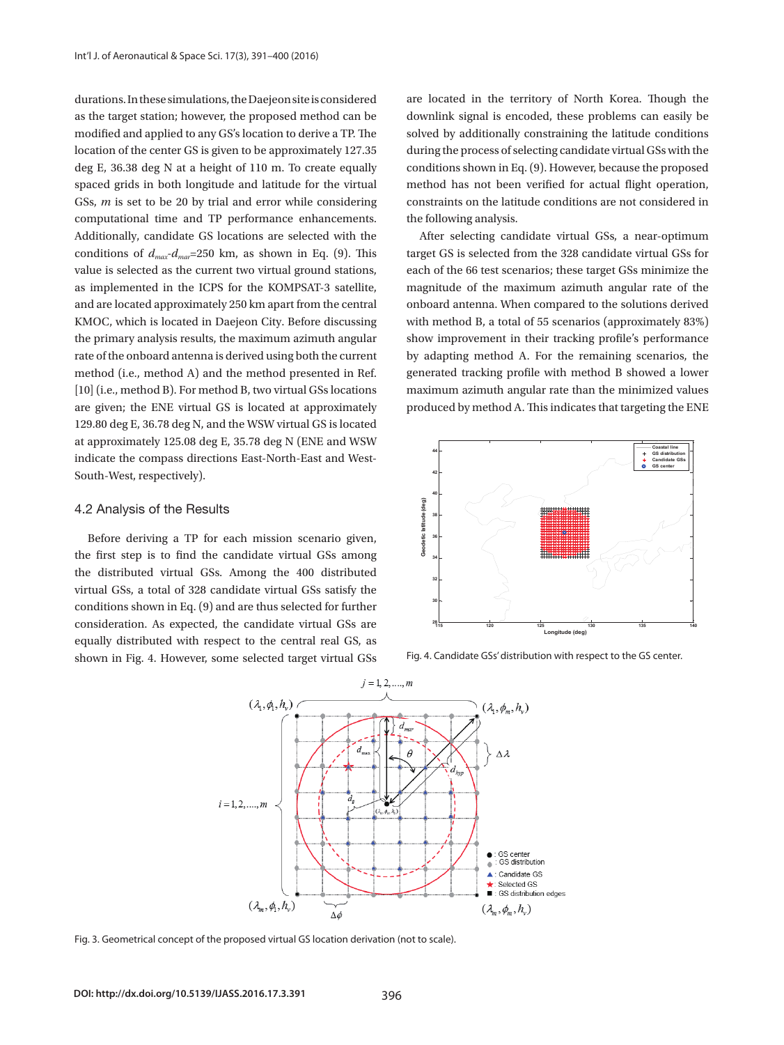durations. In these simulations, the Daejeon site is considered as the target station; however, the proposed method can be modified and applied to any GS's location to derive a TP. The location of the center GS is given to be approximately 127.35 deg E, 36.38 deg N at a height of 110 m. To create equally spaced grids in both longitude and latitude for the virtual GSs, $m$ is set to be 20 by trial and error while considering computational time and TP performance enhancements. Additionally, candidate GS locations are selected with the conditions of $d_{max}$-$d_{mar}$=250 km, as shown in Eq. (9). This value is selected as the current two virtual ground stations, as implemented in the ICPS for the KOMPSAT-3 satellite, and are located approximately 250 km apart from the central KMOC, which is located in Daejeon City. Before discussing the primary analysis results, the maximum azimuth angular rate of the onboard antenna is derived using both the current method (i.e., method A) and the method presented in Ref. [10] (i.e., method B). For method B, two virtual GSs locations are given; the ENE virtual GS is located at approximately 129.80 deg E, 36.78 deg N, and the WSW virtual GS is located at approximately 125.08 deg E, 35.78 deg N (ENE and WSW indicate the compass directions East-North-East and West-South-West, respectively).

## 4.2 Analysis of the Results

Before deriving a TP for each mission scenario given, the first step is to find the candidate virtual GSs among the distributed virtual GSs. Among the 400 distributed virtual GSs, a total of 328 candidate virtual GSs satisfy the conditions shown in Eq. (9) and are thus selected for further consideration. As expected, the candidate virtual GSs are equally distributed with respect to the central real GS, as shown in Fig. 4. However, some selected target virtual GSs are located in the territory of North Korea. Though the downlink signal is encoded, these problems can easily be solved by additionally constraining the latitude conditions during the process of selecting candidate virtual GSs with the conditions shown in Eq. (9). However, because the proposed method has not been verified for actual flight operation, constraints on the latitude conditions are not considered in the following analysis.

After selecting candidate virtual GSs, a near-optimum target GS is selected from the 328 candidate virtual GSs for each of the 66 test scenarios; these target GSs minimize the magnitude of the maximum azimuth angular rate of the onboard antenna. When compared to the solutions derived with method B, a total of 55 scenarios (approximately 83%) show improvement in their tracking profile's performance by adapting method A. For the remaining scenarios, the generated tracking profile with method B showed a lower maximum azimuth angular rate than the minimized values produced by method A. This indicates that targeting the ENE

Fig. 4. Candidate GSs' distribution with respect to the GS center.

Fig. 3. Geometrical concept of the proposed virtual GS location derivation (not to scale).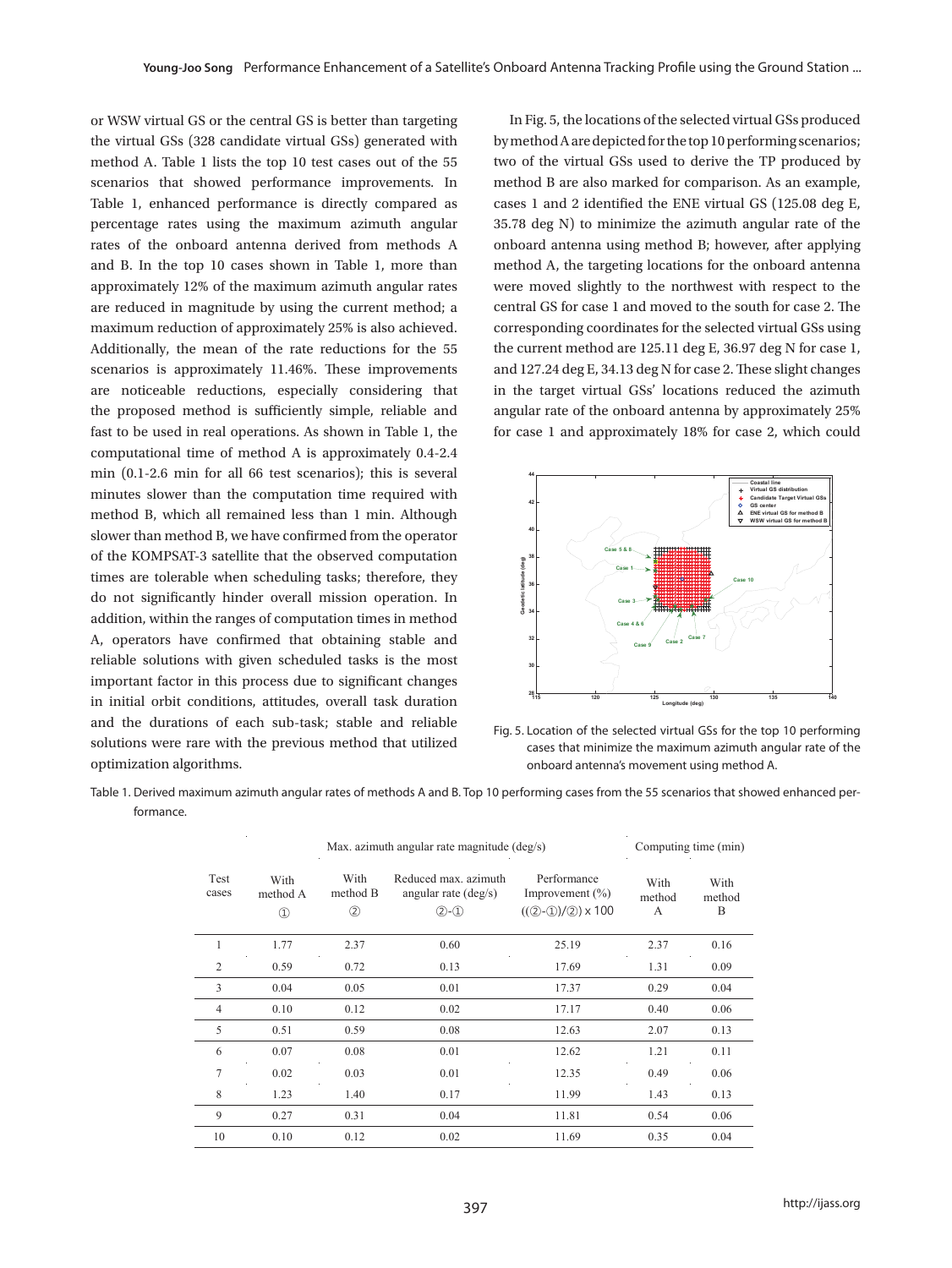or WSW virtual GS or the central GS is better than targeting the virtual GSs (328 candidate virtual GSs) generated with method A. Table 1 lists the top 10 test cases out of the 55 scenarios that showed performance improvements. In Table 1, enhanced performance is directly compared as percentage rates using the maximum azimuth angular rates of the onboard antenna derived from methods A and B. In the top 10 cases shown in Table 1, more than approximately 12% of the maximum azimuth angular rates are reduced in magnitude by using the current method; a maximum reduction of approximately 25% is also achieved. Additionally, the mean of the rate reductions for the 55 scenarios is approximately 11.46%. These improvements are noticeable reductions, especially considering that the proposed method is sufficiently simple, reliable and fast to be used in real operations. As shown in Table 1, the computational time of method A is approximately 0.4-2.4 min (0.1-2.6 min for all 66 test scenarios); this is several minutes slower than the computation time required with method B, which all remained less than 1 min. Although slower than method B, we have confirmed from the operator of the KOMPSAT-3 satellite that the observed computation times are tolerable when scheduling tasks; therefore, they do not significantly hinder overall mission operation. In addition, within the ranges of computation times in method A, operators have confirmed that obtaining stable and reliable solutions with given scheduled tasks is the most important factor in this process due to significant changes in initial orbit conditions, attitudes, overall task duration and the durations of each sub-task; stable and reliable solutions were rare with the previous method that utilized optimization algorithms.

In Fig. 5, the locations of the selected virtual GSs produced by method A are depicted for the top 10 performing scenarios; two of the virtual GSs used to derive the TP produced by method B are also marked for comparison. As an example, cases 1 and 2 identified the ENE virtual GS (125.08 deg E, 35.78 deg N) to minimize the azimuth angular rate of the onboard antenna using method B; however, after applying method A, the targeting locations for the onboard antenna were moved slightly to the northwest with respect to the central GS for case 1 and moved to the south for case 2. The corresponding coordinates for the selected virtual GSs using the current method are 125.11 deg E, 36.97 deg N for case 1, and 127.24 deg E, 34.13 deg N for case 2. These slight changes in the target virtual GSs' locations reduced the azimuth angular rate of the onboard antenna by approximately 25% for case 1 and approximately 18% for case 2, which could

Fig. 5. Location of the selected virtual GSs for the top 10 performing cases that minimize the maximum azimuth angular rate of the onboard antenna's movement using method A.

Table 1. Derived maximum azimuth angular rates of methods A and B. Top 10 performing cases from the 55 scenarios that showed enhanced performance.

| | Max. azimuth angular rate magnitude (deg/s) | | | | Computing time (min) | |
|---|---|---|---|---|---|---|
| Test cases | With method A ① | With method B ② | Reduced max. azimuth angular rate (deg/s) ②-① | Performance Improvement (%) ((②-①)/②) x 100 | With method A | With method B |
| 1 | 1.77 | 2.37 | 0.60 | 25.19 | 2.37 | 0.16 |
| 2 | 0.59 | 0.72 | 0.13 | 17.69 | 1.31 | 0.09 |
| 3 | 0.04 | 0.05 | 0.01 | 17.37 | 0.29 | 0.04 |
| 4 | 0.10 | 0.12 | 0.02 | 17.17 | 0.40 | 0.06 |
| 5 | 0.51 | 0.59 | 0.08 | 12.63 | 2.07 | 0.13 |
| 6 | 0.07 | 0.08 | 0.01 | 12.62 | 1.21 | 0.11 |
| 7 | 0.02 | 0.03 | 0.01 | 12.35 | 0.49 | 0.06 |
| 8 | 1.23 | 1.40 | 0.17 | 11.99 | 1.43 | 0.13 |
| 9 | 0.27 | 0.31 | 0.04 | 11.81 | 0.54 | 0.06 |
| 10 | 0.10 | 0.12 | 0.02 | 11.69 | 0.35 | 0.04 |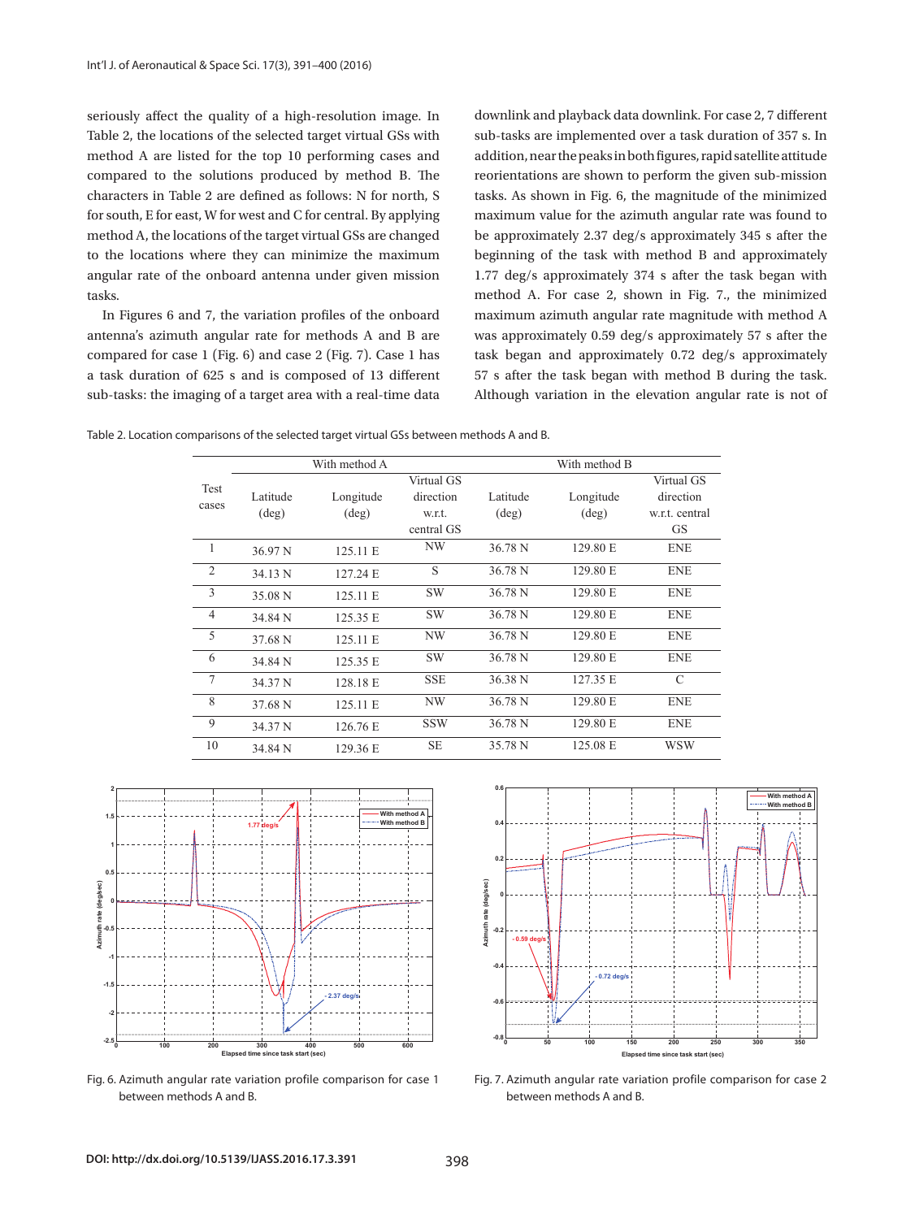seriously affect the quality of a high-resolution image. In Table 2, the locations of the selected target virtual GSs with method A are listed for the top 10 performing cases and compared to the solutions produced by method B. The characters in Table 2 are defined as follows: N for north, S for south, E for east, W for west and C for central. By applying method A, the locations of the target virtual GSs are changed to the locations where they can minimize the maximum angular rate of the onboard antenna under given mission tasks.

In Figures 6 and 7, the variation profiles of the onboard antenna's azimuth angular rate for methods A and B are compared for case 1 (Fig. 6) and case 2 (Fig. 7). Case 1 has a task duration of 625 s and is composed of 13 different sub-tasks: the imaging of a target area with a real-time data downlink and playback data downlink. For case 2, 7 different sub-tasks are implemented over a task duration of 357 s. In addition, near the peaks in both figures, rapid satellite attitude reorientations are shown to perform the given sub-mission tasks. As shown in Fig. 6, the magnitude of the minimized maximum value for the azimuth angular rate was found to be approximately 2.37 deg/s approximately 345 s after the beginning of the task with method B and approximately 1.77 deg/s approximately 374 s after the task began with method A. For case 2, shown in Fig. 7., the minimized maximum azimuth angular rate magnitude with method A was approximately 0.59 deg/s approximately 57 s after the task began and approximately 0.72 deg/s approximately 57 s after the task began with method B during the task. Although variation in the elevation angular rate is not of

Table 2. Location comparisons of the selected target virtual GSs between methods A and B.

| Test cases | With method A | | | With method B | | |
|---|---|---|---|---|---|---|
| | Latitude (deg) | Longitude (deg) | Virtual GS direction w.r.t. central GS | Latitude (deg) | Longitude (deg) | Virtual GS direction w.r.t. central GS |
| 1 | 36.97 N | 125.11 E | NW | 36.78 N | 129.80 E | ENE |
| 2 | 34.13 N | 127.24 E | S | 36.78 N | 129.80 E | ENE |
| 3 | 35.08 N | 125.11 E | SW | 36.78 N | 129.80 E | ENE |
| 4 | 34.84 N | 125.35 E | SW | 36.78 N | 129.80 E | ENE |
| 5 | 37.68 N | 125.11 E | NW | 36.78 N | 129.80 E | ENE |
| 6 | 34.84 N | 125.35 E | SW | 36.78 N | 129.80 E | ENE |
| 7 | 34.37 N | 128.18 E | SSE | 36.38 N | 127.35 E | C |
| 8 | 37.68 N | 125.11 E | NW | 36.78 N | 129.80 E | ENE |
| 9 | 34.37 N | 126.76 E | SSW | 36.78 N | 129.80 E | ENE |
| 10 | 34.84 N | 129.36 E | SE | 35.78 N | 125.08 E | WSW |

Fig. 6. Azimuth angular rate variation profile comparison for case 1 between methods A and B.

Fig. 7. Azimuth angular rate variation profile comparison for case 2 between methods A and B.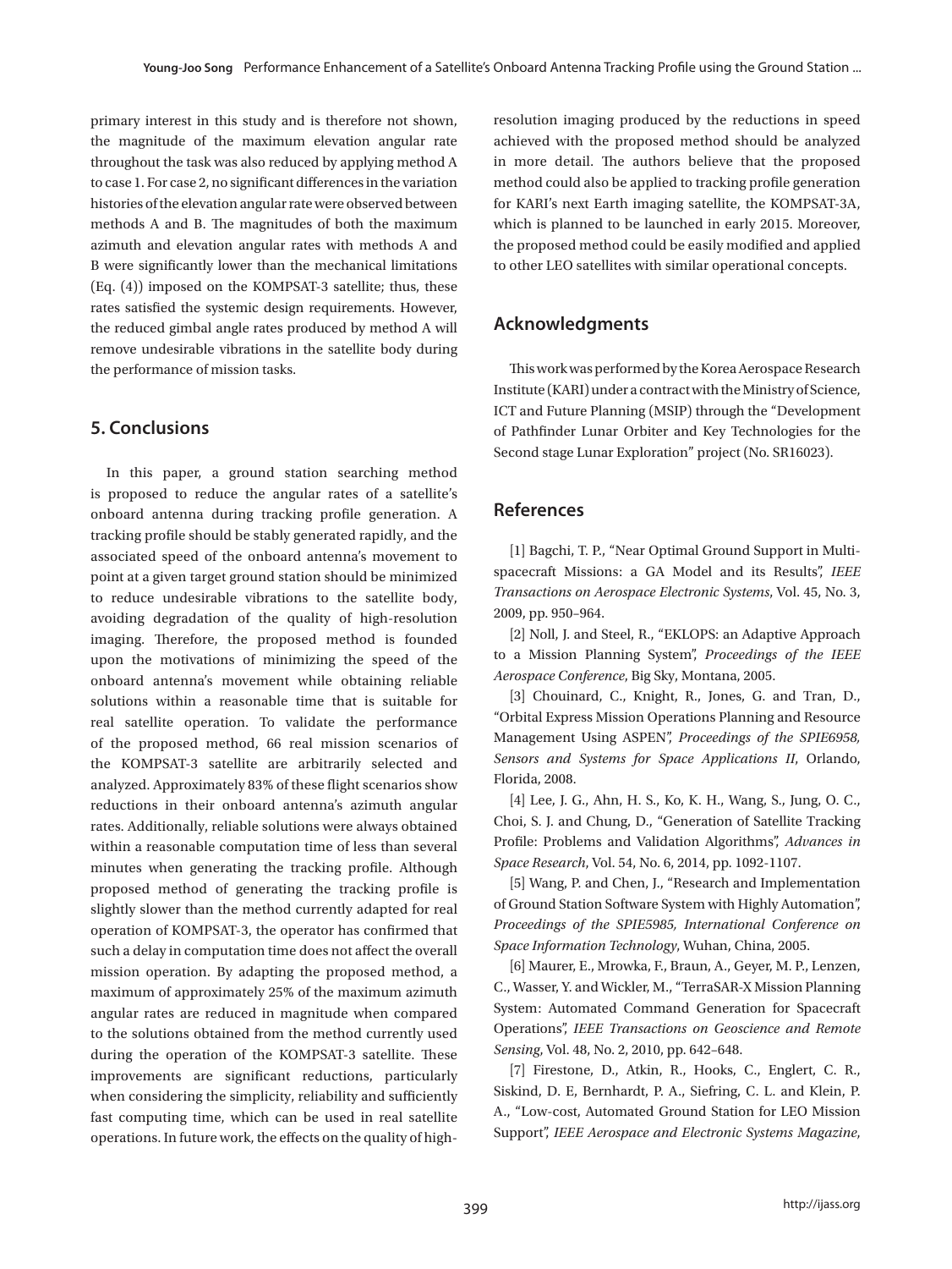primary interest in this study and is therefore not shown, the magnitude of the maximum elevation angular rate throughout the task was also reduced by applying method A to case 1. For case 2, no significant differences in the variation histories of the elevation angular rate were observed between methods A and B. The magnitudes of both the maximum azimuth and elevation angular rates with methods A and B were significantly lower than the mechanical limitations (Eq. (4)) imposed on the KOMPSAT-3 satellite; thus, these rates satisfied the systemic design requirements. However, the reduced gimbal angle rates produced by method A will remove undesirable vibrations in the satellite body during the performance of mission tasks.

## 5. Conclusions

In this paper, a ground station searching method is proposed to reduce the angular rates of a satellite's onboard antenna during tracking profile generation. A tracking profile should be stably generated rapidly, and the associated speed of the onboard antenna's movement to point at a given target ground station should be minimized to reduce undesirable vibrations to the satellite body, avoiding degradation of the quality of high-resolution imaging. Therefore, the proposed method is founded upon the motivations of minimizing the speed of the onboard antenna's movement while obtaining reliable solutions within a reasonable time that is suitable for real satellite operation. To validate the performance of the proposed method, 66 real mission scenarios of the KOMPSAT-3 satellite are arbitrarily selected and analyzed. Approximately 83% of these flight scenarios show reductions in their onboard antenna's azimuth angular rates. Additionally, reliable solutions were always obtained within a reasonable computation time of less than several minutes when generating the tracking profile. Although proposed method of generating the tracking profile is slightly slower than the method currently adapted for real operation of KOMPSAT-3, the operator has confirmed that such a delay in computation time does not affect the overall mission operation. By adapting the proposed method, a maximum of approximately 25% of the maximum azimuth angular rates are reduced in magnitude when compared to the solutions obtained from the method currently used during the operation of the KOMPSAT-3 satellite. These improvements are significant reductions, particularly when considering the simplicity, reliability and sufficiently fast computing time, which can be used in real satellite operations. In future work, the effects on the quality of high-resolution imaging produced by the reductions in speed achieved with the proposed method should be analyzed in more detail. The authors believe that the proposed method could also be applied to tracking profile generation for KARI's next Earth imaging satellite, the KOMPSAT-3A, which is planned to be launched in early 2015. Moreover, the proposed method could be easily modified and applied to other LEO satellites with similar operational concepts.

## Acknowledgments

This work was performed by the Korea Aerospace Research Institute (KARI) under a contract with the Ministry of Science, ICT and Future Planning (MSIP) through the "Development of Pathfinder Lunar Orbiter and Key Technologies for the Second stage Lunar Exploration" project (No. SR16023).

## References

[1] Bagchi, T. P., "Near Optimal Ground Support in Multi-spacecraft Missions: a GA Model and its Results", *IEEE Transactions on Aerospace Electronic Systems*, Vol. 45, No. 3, 2009, pp. 950–964.

[2] Noll, J. and Steel, R., "EKLOPS: an Adaptive Approach to a Mission Planning System", *Proceedings of the IEEE Aerospace Conference*, Big Sky, Montana, 2005.

[3] Chouinard, C., Knight, R., Jones, G. and Tran, D., "Orbital Express Mission Operations Planning and Resource Management Using ASPEN", *Proceedings of the SPIE6958, Sensors and Systems for Space Applications II*, Orlando, Florida, 2008.

[4] Lee, J. G., Ahn, H. S., Ko, K. H., Wang, S., Jung, O. C., Choi, S. J. and Chung, D., "Generation of Satellite Tracking Profile: Problems and Validation Algorithms", *Advances in Space Research*, Vol. 54, No. 6, 2014, pp. 1092-1107.

[5] Wang, P. and Chen, J., "Research and Implementation of Ground Station Software System with Highly Automation", *Proceedings of the SPIE5985, International Conference on Space Information Technology*, Wuhan, China, 2005.

[6] Maurer, E., Mrowka, F., Braun, A., Geyer, M. P., Lenzen, C., Wasser, Y. and Wickler, M., "TerraSAR-X Mission Planning System: Automated Command Generation for Spacecraft Operations", *IEEE Transactions on Geoscience and Remote Sensing*, Vol. 48, No. 2, 2010, pp. 642–648.

[7] Firestone, D., Atkin, R., Hooks, C., Englert, C. R., Siskind, D. E, Bernhardt, P. A., Siefring, C. L. and Klein, P. A., "Low-cost, Automated Ground Station for LEO Mission Support", *IEEE Aerospace and Electronic Systems Magazine*,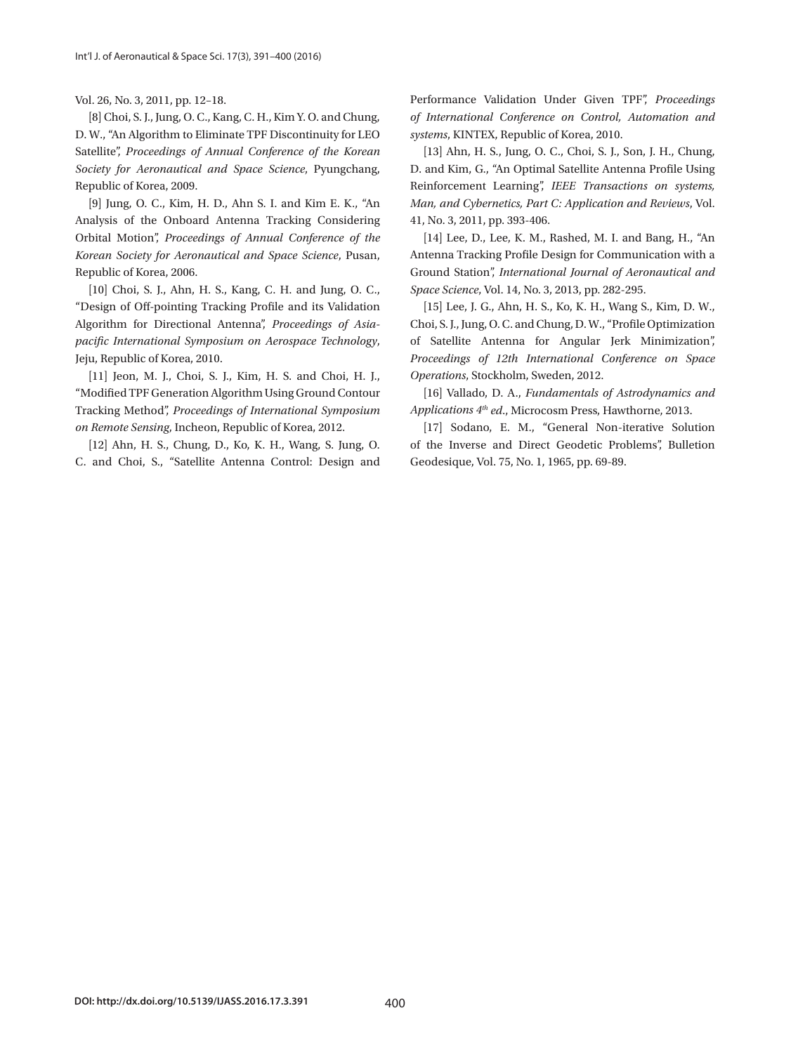Vol. 26, No. 3, 2011, pp. 12–18.

[8] Choi, S. J., Jung, O. C., Kang, C. H., Kim Y. O. and Chung, D. W., "An Algorithm to Eliminate TPF Discontinuity for LEO Satellite", *Proceedings of Annual Conference of the Korean Society for Aeronautical and Space Science*, Pyungchang, Republic of Korea, 2009.

[9] Jung, O. C., Kim, H. D., Ahn S. I. and Kim E. K., "An Analysis of the Onboard Antenna Tracking Considering Orbital Motion", *Proceedings of Annual Conference of the Korean Society for Aeronautical and Space Science*, Pusan, Republic of Korea, 2006.

[10] Choi, S. J., Ahn, H. S., Kang, C. H. and Jung, O. C., "Design of Off-pointing Tracking Profile and its Validation Algorithm for Directional Antenna", *Proceedings of Asia-pacific International Symposium on Aerospace Technology*, Jeju, Republic of Korea, 2010.

[11] Jeon, M. J., Choi, S. J., Kim, H. S. and Choi, H. J., "Modified TPF Generation Algorithm Using Ground Contour Tracking Method", *Proceedings of International Symposium on Remote Sensing*, Incheon, Republic of Korea, 2012.

[12] Ahn, H. S., Chung, D., Ko, K. H., Wang, S. Jung, O. C. and Choi, S., "Satellite Antenna Control: Design and Performance Validation Under Given TPF", *Proceedings of International Conference on Control, Automation and systems*, KINTEX, Republic of Korea, 2010.

[13] Ahn, H. S., Jung, O. C., Choi, S. J., Son, J. H., Chung, D. and Kim, G., "An Optimal Satellite Antenna Profile Using Reinforcement Learning", *IEEE Transactions on systems, Man, and Cybernetics, Part C: Application and Reviews*, Vol. 41, No. 3, 2011, pp. 393-406.

[14] Lee, D., Lee, K. M., Rashed, M. I. and Bang, H., "An Antenna Tracking Profile Design for Communication with a Ground Station", *International Journal of Aeronautical and Space Science*, Vol. 14, No. 3, 2013, pp. 282-295.

[15] Lee, J. G., Ahn, H. S., Ko, K. H., Wang S., Kim, D. W., Choi, S. J., Jung, O. C. and Chung, D. W., "Profile Optimization of Satellite Antenna for Angular Jerk Minimization", *Proceedings of 12th International Conference on Space Operations*, Stockholm, Sweden, 2012.

[16] Vallado, D. A., *Fundamentals of Astrodynamics and Applications 4th ed.*, Microcosm Press, Hawthorne, 2013.

[17] Sodano, E. M., "General Non-iterative Solution of the Inverse and Direct Geodetic Problems", Bulletion Geodesique, Vol. 75, No. 1, 1965, pp. 69-89.